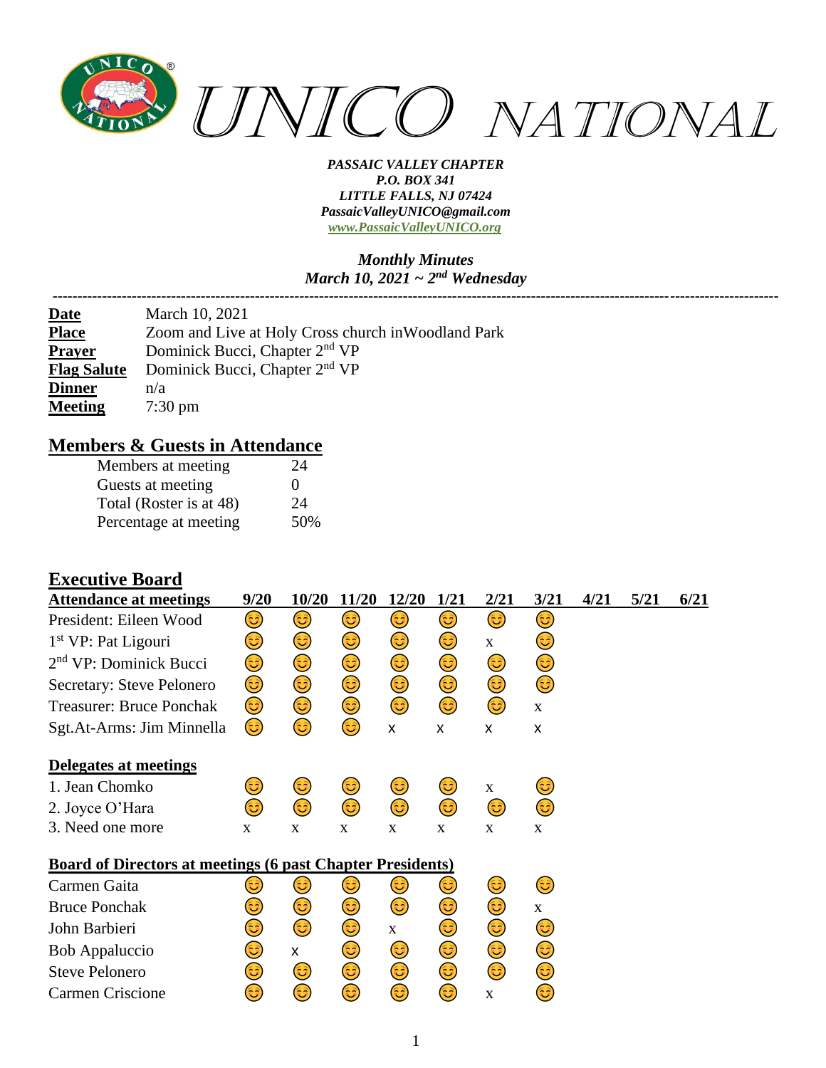# UNICO NATIONAL

***PASSAIC VALLEY CHAPTER***
***P.O. BOX 341***
***LITTLE FALLS, NJ 07424***
***PassaicValleyUNICO@gmail.com***
***www.PassaicValleyUNICO.org***

***Monthly Minutes***
***March 10, 2021 ~ 2nd Wednesday***

---

| | |
|---|---|
| **Date** | March 10, 2021 |
| **Place** | Zoom and Live at Holy Cross church inWoodland Park |
| **Prayer** | Dominick Bucci, Chapter 2nd VP |
| **Flag Salute** | Dominick Bucci, Chapter 2nd VP |
| **Dinner** | n/a |
| **Meeting** | 7:30 pm |

## Members & Guests in Attendance

| | |
|---|---|
| Members at meeting | 24 |
| Guests at meeting | 0 |
| Total (Roster is at 48) | 24 |
| Percentage at meeting | 50% |

## Executive Board

| Attendance at meetings | 9/20 | 10/20 | 11/20 | 12/20 | 1/21 | 2/21 | 3/21 | 4/21 | 5/21 | 6/21 |
|---|---|---|---|---|---|---|---|---|---|---|
| President: Eileen Wood | 😊 | 😊 | 😊 | 😊 | 😊 | 😊 | 😊 | | | |
| 1st VP: Pat Ligouri | 😊 | 😊 | 😊 | 😊 | 😊 | x | 😊 | | | |
| 2nd VP: Dominick Bucci | 😊 | 😊 | 😊 | 😊 | 😊 | 😊 | 😊 | | | |
| Secretary: Steve Pelonero | 😊 | 😊 | 😊 | 😊 | 😊 | 😊 | 😊 | | | |
| Treasurer: Bruce Ponchak | 😊 | 😊 | 😊 | 😊 | 😊 | 😊 | x | | | |
| Sgt.At-Arms: Jim Minnella | 😊 | 😊 | 😊 | x | x | x | x | | | |
| **Delegates at meetings** | | | | | | | | | | |
| 1. Jean Chomko | 😊 | 😊 | 😊 | 😊 | 😊 | x | 😊 | | | |
| 2. Joyce O'Hara | 😊 | 😊 | 😊 | 😊 | 😊 | 😊 | 😊 | | | |
| 3. Need one more | x | x | x | x | x | x | x | | | |
| **Board of Directors at meetings (6 past Chapter Presidents)** | | | | | | | | | | |
| Carmen Gaita | 😊 | 😊 | 😊 | 😊 | 😊 | 😊 | 😊 | | | |
| Bruce Ponchak | 😊 | 😊 | 😊 | 😊 | 😊 | 😊 | x | | | |
| John Barbieri | 😊 | 😊 | 😊 | x | 😊 | 😊 | 😊 | | | |
| Bob Appaluccio | 😊 | x | 😊 | 😊 | 😊 | 😊 | 😊 | | | |
| Steve Pelonero | 😊 | 😊 | 😊 | 😊 | 😊 | 😊 | 😊 | | | |
| Carmen Criscione | 😊 | 😊 | 😊 | 😊 | 😊 | x | 😊 | | | |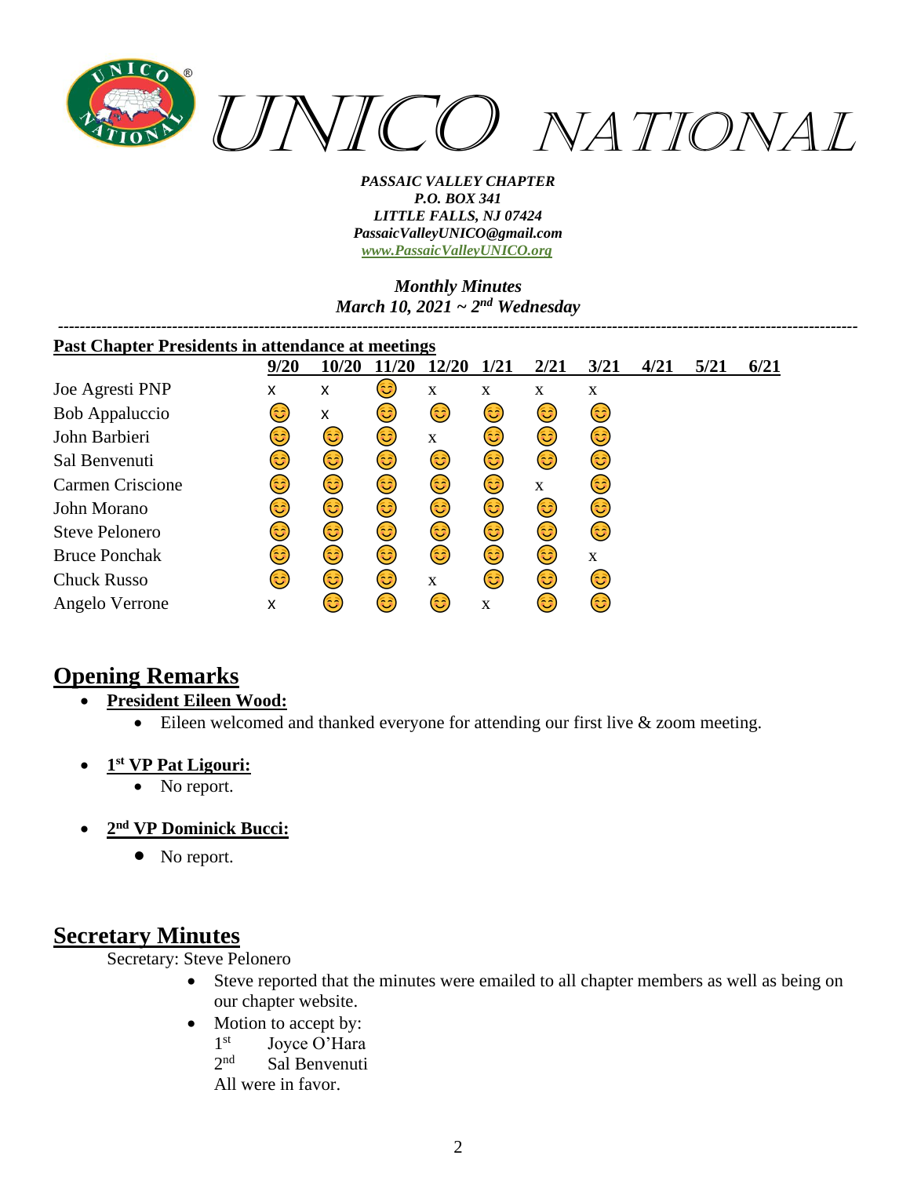# UNICO NATIONAL

*PASSAIC VALLEY CHAPTER*
*P.O. BOX 341*
*LITTLE FALLS, NJ 07424*
*PassaicValleyUNICO@gmail.com*
*www.PassaicValleyUNICO.org*

*Monthly Minutes*
*March 10, 2021 ~ 2nd Wednesday*

---

**Past Chapter Presidents in attendance at meetings**

| | 9/20 | 10/20 | 11/20 | 12/20 | 1/21 | 2/21 | 3/21 | 4/21 | 5/21 | 6/21 |
|---|---|---|---|---|---|---|---|---|---|---|
| Joe Agresti PNP | x | x | 😊 | x | x | x | x | | | |
| Bob Appaluccio | 😊 | x | 😊 | 😊 | 😊 | 😊 | 😊 | | | |
| John Barbieri | 😊 | 😊 | 😊 | x | 😊 | 😊 | 😊 | | | |
| Sal Benvenuti | 😊 | 😊 | 😊 | 😊 | 😊 | 😊 | 😊 | | | |
| Carmen Criscione | 😊 | 😊 | 😊 | 😊 | 😊 | x | 😊 | | | |
| John Morano | 😊 | 😊 | 😊 | 😊 | 😊 | 😊 | 😊 | | | |
| Steve Pelonero | 😊 | 😊 | 😊 | 😊 | 😊 | 😊 | 😊 | | | |
| Bruce Ponchak | 😊 | 😊 | 😊 | 😊 | 😊 | 😊 | x | | | |
| Chuck Russo | 😊 | 😊 | 😊 | x | 😊 | 😊 | 😊 | | | |
| Angelo Verrone | x | 😊 | 😊 | 😊 | x | 😊 | 😊 | | | |

## Opening Remarks

- **President Eileen Wood:**
  - Eileen welcomed and thanked everyone for attending our first live & zoom meeting.
- **1st VP Pat Ligouri:**
  - No report.
- **2nd VP Dominick Bucci:**
  - No report.

## Secretary Minutes

Secretary: Steve Pelonero

- Steve reported that the minutes were emailed to all chapter members as well as being on our chapter website.
- Motion to accept by:
  1st Joyce O'Hara
  2nd Sal Benvenuti
  All were in favor.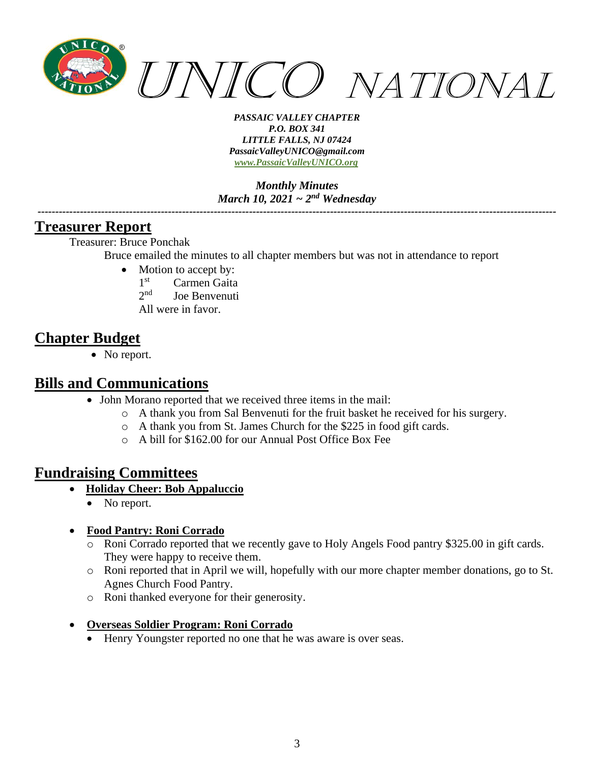# UNICO NATIONAL

***PASSAIC VALLEY CHAPTER***
***P.O. BOX 341***
***LITTLE FALLS, NJ 07424***
***PassaicValleyUNICO@gmail.com***
***www.PassaicValleyUNICO.org***

***Monthly Minutes***
***March 10, 2021 ~ 2nd Wednesday***

---

## Treasurer Report

Treasurer: Bruce Ponchak

Bruce emailed the minutes to all chapter members but was not in attendance to report

- Motion to accept by:
  1st Carmen Gaita
  2nd Joe Benvenuti
  All were in favor.

## Chapter Budget

- No report.

## Bills and Communications

- John Morano reported that we received three items in the mail:
  - A thank you from Sal Benvenuti for the fruit basket he received for his surgery.
  - A thank you from St. James Church for the $225 in food gift cards.
  - A bill for $162.00 for our Annual Post Office Box Fee

## Fundraising Committees

- **Holiday Cheer: Bob Appaluccio**
  - No report.

- **Food Pantry: Roni Corrado**
  - Roni Corrado reported that we recently gave to Holy Angels Food pantry $325.00 in gift cards. They were happy to receive them.
  - Roni reported that in April we will, hopefully with our more chapter member donations, go to St. Agnes Church Food Pantry.
  - Roni thanked everyone for their generosity.

- **Overseas Soldier Program: Roni Corrado**
  - Henry Youngster reported no one that he was aware is over seas.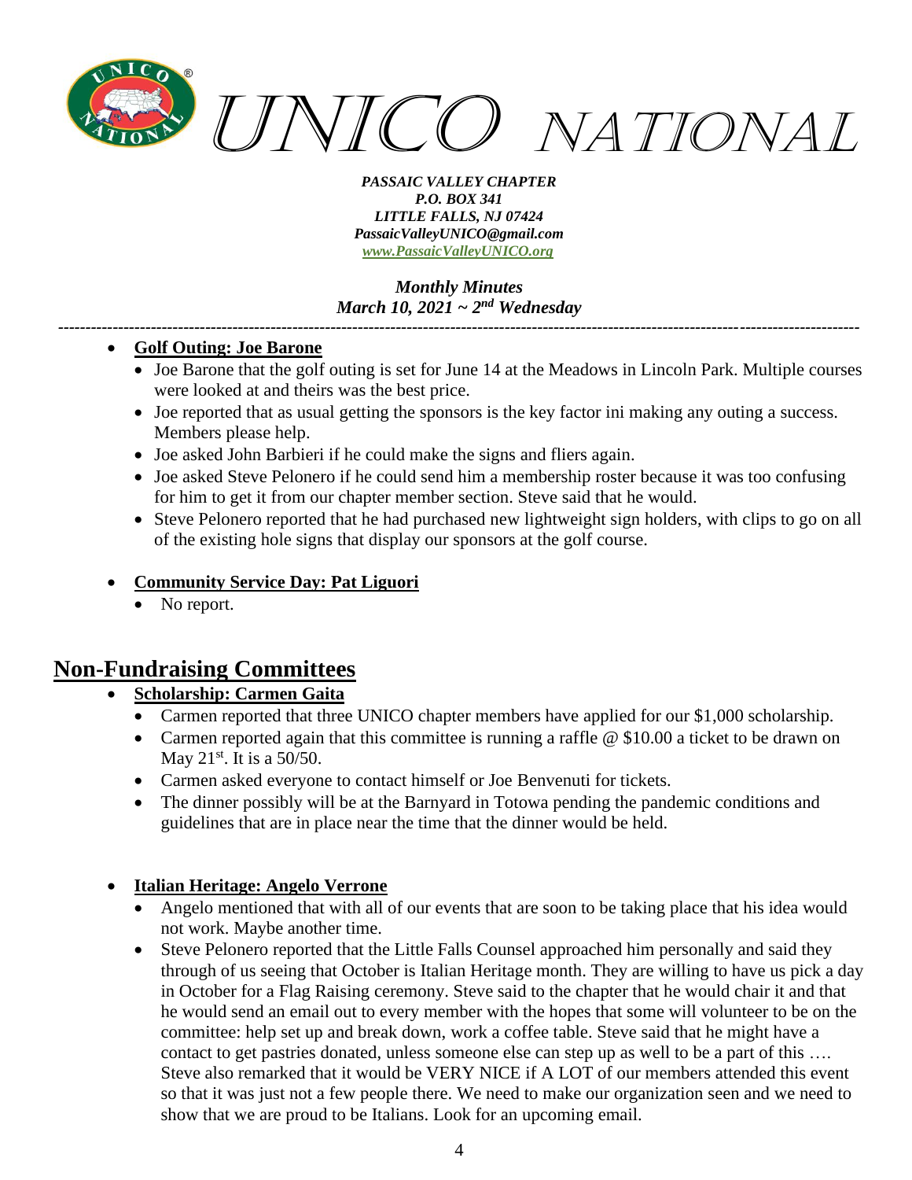- **Golf Outing: Joe Barone**
  - Joe Barone that the golf outing is set for June 14 at the Meadows in Lincoln Park. Multiple courses were looked at and theirs was the best price.
  - Joe reported that as usual getting the sponsors is the key factor ini making any outing a success. Members please help.
  - Joe asked John Barbieri if he could make the signs and fliers again.
  - Joe asked Steve Pelonero if he could send him a membership roster because it was too confusing for him to get it from our chapter member section. Steve said that he would.
  - Steve Pelonero reported that he had purchased new lightweight sign holders, with clips to go on all of the existing hole signs that display our sponsors at the golf course.

- **Community Service Day: Pat Liguori**
  - No report.

## Non-Fundraising Committees

- **Scholarship: Carmen Gaita**
  - Carmen reported that three UNICO chapter members have applied for our $1,000 scholarship.
  - Carmen reported again that this committee is running a raffle @ $10.00 a ticket to be drawn on May 21st. It is a 50/50.
  - Carmen asked everyone to contact himself or Joe Benvenuti for tickets.
  - The dinner possibly will be at the Barnyard in Totowa pending the pandemic conditions and guidelines that are in place near the time that the dinner would be held.

- **Italian Heritage: Angelo Verrone**
  - Angelo mentioned that with all of our events that are soon to be taking place that his idea would not work. Maybe another time.
  - Steve Pelonero reported that the Little Falls Counsel approached him personally and said they through of us seeing that October is Italian Heritage month. They are willing to have us pick a day in October for a Flag Raising ceremony. Steve said to the chapter that he would chair it and that he would send an email out to every member with the hopes that some will volunteer to be on the committee: help set up and break down, work a coffee table. Steve said that he might have a contact to get pastries donated, unless someone else can step up as well to be a part of this …. Steve also remarked that it would be VERY NICE if A LOT of our members attended this event so that it was just not a few people there. We need to make our organization seen and we need to show that we are proud to be Italians. Look for an upcoming email.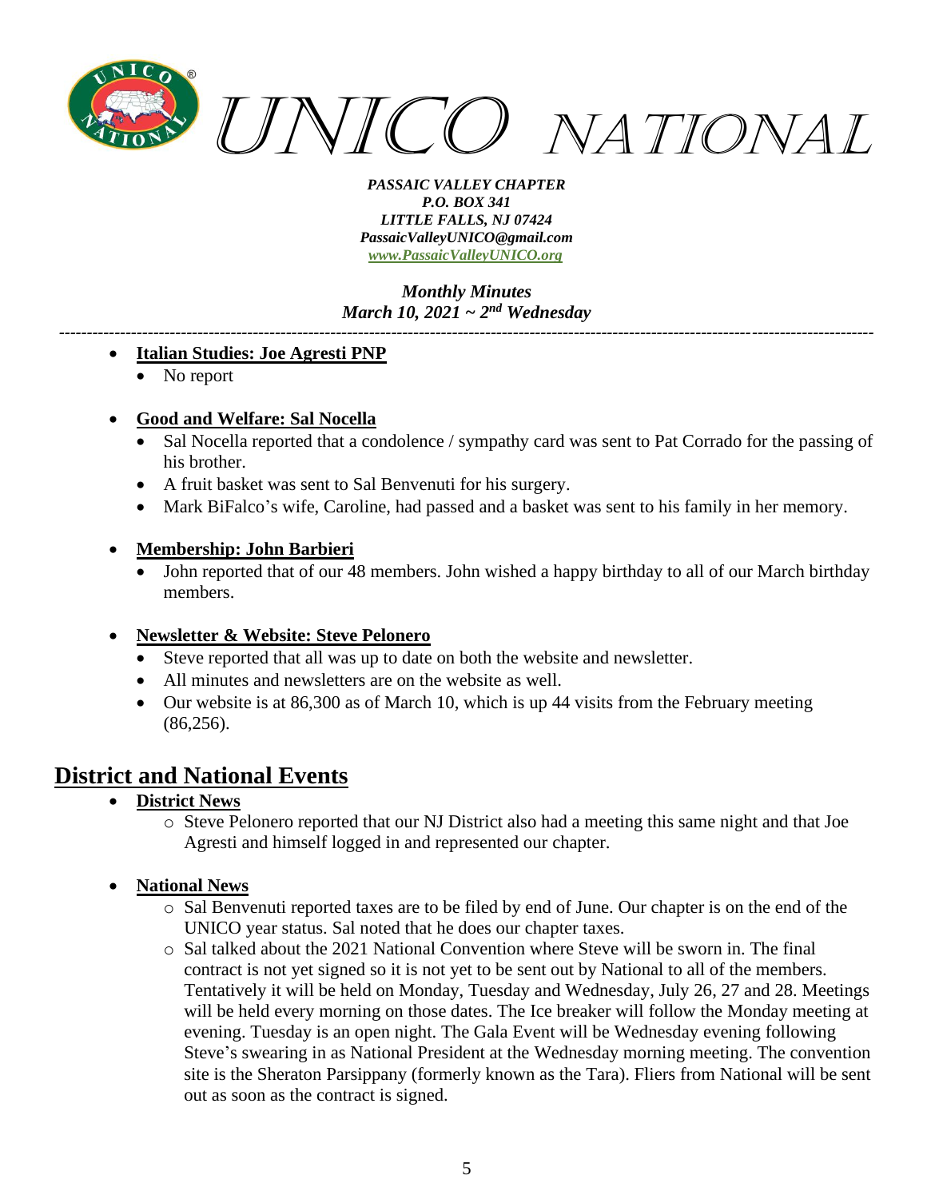- **Italian Studies: Joe Agresti PNP**
  - No report

- **Good and Welfare: Sal Nocella**
  - Sal Nocella reported that a condolence / sympathy card was sent to Pat Corrado for the passing of his brother.
  - A fruit basket was sent to Sal Benvenuti for his surgery.
  - Mark BiFalco's wife, Caroline, had passed and a basket was sent to his family in her memory.

- **Membership: John Barbieri**
  - John reported that of our 48 members. John wished a happy birthday to all of our March birthday members.

- **Newsletter & Website: Steve Pelonero**
  - Steve reported that all was up to date on both the website and newsletter.
  - All minutes and newsletters are on the website as well.
  - Our website is at 86,300 as of March 10, which is up 44 visits from the February meeting (86,256).

## District and National Events

- **District News**
  - Steve Pelonero reported that our NJ District also had a meeting this same night and that Joe Agresti and himself logged in and represented our chapter.

- **National News**
  - Sal Benvenuti reported taxes are to be filed by end of June. Our chapter is on the end of the UNICO year status. Sal noted that he does our chapter taxes.
  - Sal talked about the 2021 National Convention where Steve will be sworn in. The final contract is not yet signed so it is not yet to be sent out by National to all of the members. Tentatively it will be held on Monday, Tuesday and Wednesday, July 26, 27 and 28. Meetings will be held every morning on those dates. The Ice breaker will follow the Monday meeting at evening. Tuesday is an open night. The Gala Event will be Wednesday evening following Steve's swearing in as National President at the Wednesday morning meeting. The convention site is the Sheraton Parsippany (formerly known as the Tara). Fliers from National will be sent out as soon as the contract is signed.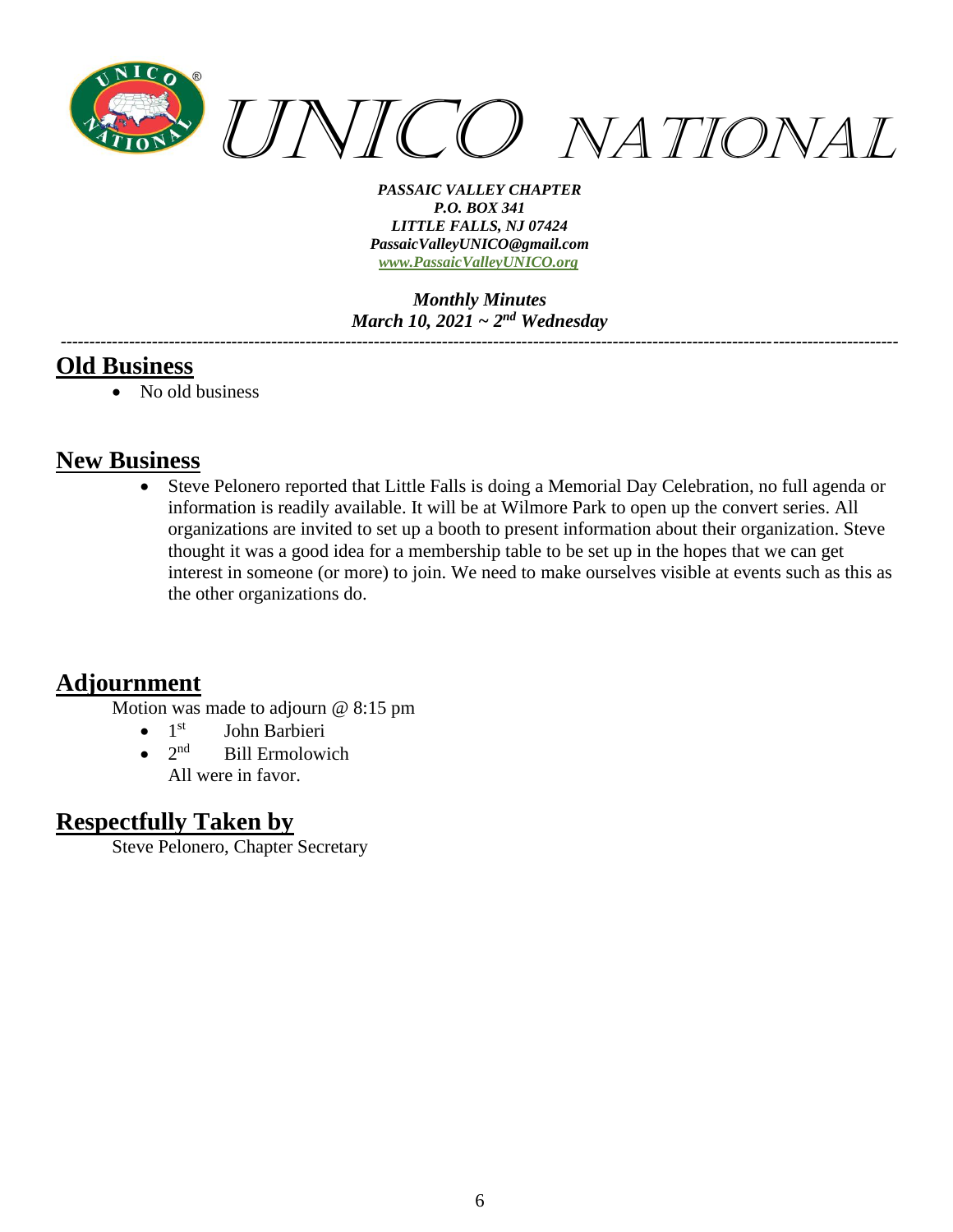*UNICO NATIONAL*

***PASSAIC VALLEY CHAPTER***
***P.O. BOX 341***
***LITTLE FALLS, NJ 07424***
***PassaicValleyUNICO@gmail.com***
***www.PassaicValleyUNICO.org***

***Monthly Minutes***
***March 10, 2021 ~ 2nd Wednesday***

---

## Old Business

- No old business

## New Business

- Steve Pelonero reported that Little Falls is doing a Memorial Day Celebration, no full agenda or information is readily available. It will be at Wilmore Park to open up the convert series. All organizations are invited to set up a booth to present information about their organization. Steve thought it was a good idea for a membership table to be set up in the hopes that we can get interest in someone (or more) to join. We need to make ourselves visible at events such as this as the other organizations do.

## Adjournment

Motion was made to adjourn @ 8:15 pm

- 1st John Barbieri
- 2nd Bill Ermolowich

All were in favor.

## Respectfully Taken by

Steve Pelonero, Chapter Secretary